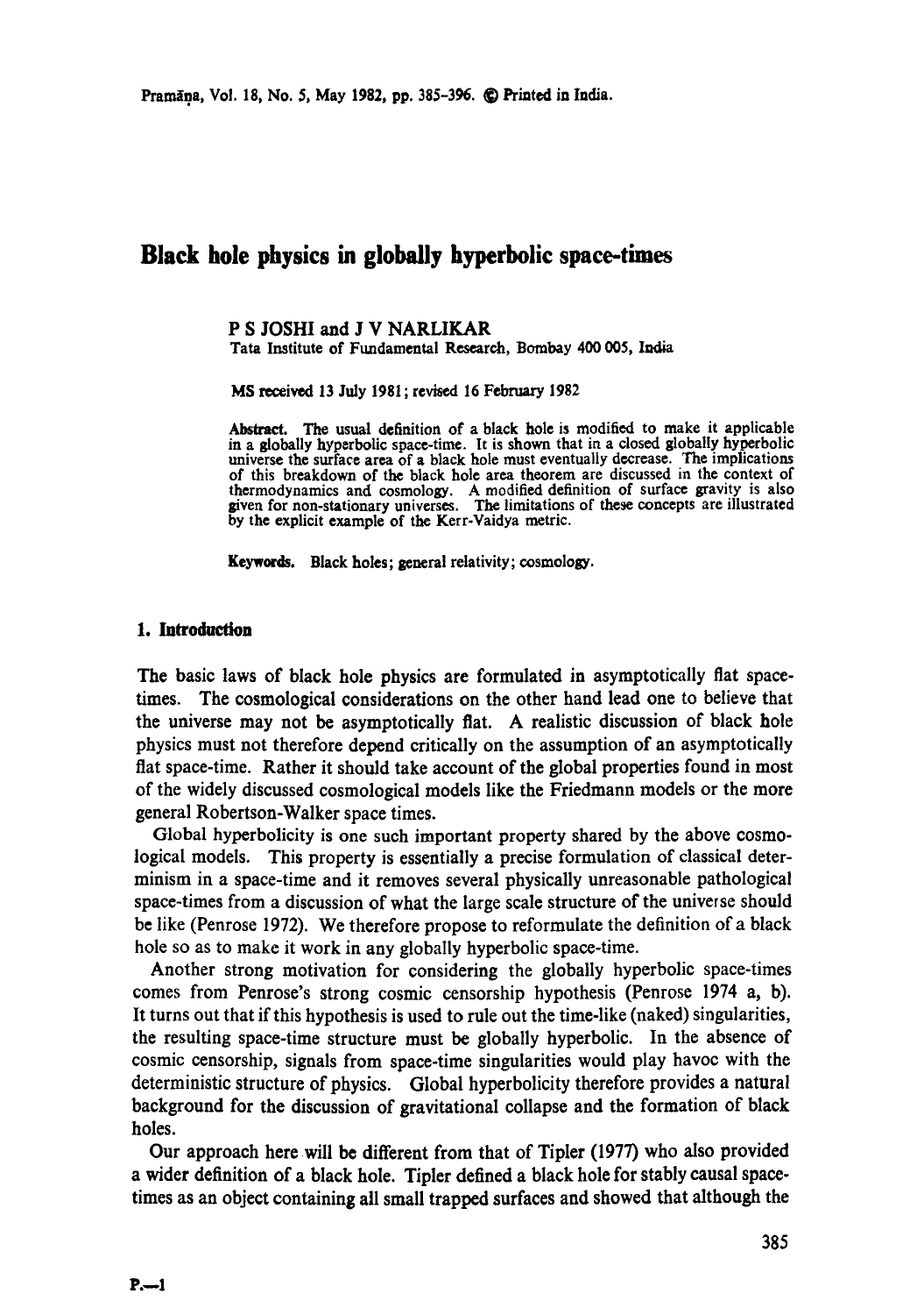# Black hole physics in globally hyperbolic space-times

P S JOSHI and J V NARLIKAR
Tata Institute of Fundamental Research, Bombay 400 005, India

MS received 13 July 1981; revised 16 February 1982

**Abstract.** The usual definition of a black hole is modified to make it applicable in a globally hyperbolic space-time. It is shown that in a closed globally hyperbolic universe the surface area of a black hole must eventually decrease. The implications of this breakdown of the black hole area theorem are discussed in the context of thermodynamics and cosmology. A modified definition of surface gravity is also given for non-stationary universes. The limitations of these concepts are illustrated by the explicit example of the Kerr-Vaidya metric.

**Keywords.** Black holes; general relativity; cosmology.

## 1. Introduction

The basic laws of black hole physics are formulated in asymptotically flat space-times. The cosmological considerations on the other hand lead one to believe that the universe may not be asymptotically flat. A realistic discussion of black hole physics must not therefore depend critically on the assumption of an asymptotically flat space-time. Rather it should take account of the global properties found in most of the widely discussed cosmological models like the Friedmann models or the more general Robertson-Walker space times.

Global hyperbolicity is one such important property shared by the above cosmological models. This property is essentially a precise formulation of classical determinism in a space-time and it removes several physically unreasonable pathological space-times from a discussion of what the large scale structure of the universe should be like (Penrose 1972). We therefore propose to reformulate the definition of a black hole so as to make it work in any globally hyperbolic space-time.

Another strong motivation for considering the globally hyperbolic space-times comes from Penrose's strong cosmic censorship hypothesis (Penrose 1974 a, b). It turns out that if this hypothesis is used to rule out the time-like (naked) singularities, the resulting space-time structure must be globally hyperbolic. In the absence of cosmic censorship, signals from space-time singularities would play havoc with the deterministic structure of physics. Global hyperbolicity therefore provides a natural background for the discussion of gravitational collapse and the formation of black holes.

Our approach here will be different from that of Tipler (1977) who also provided a wider definition of a black hole. Tipler defined a black hole for stably causal space-times as an object containing all small trapped surfaces and showed that although the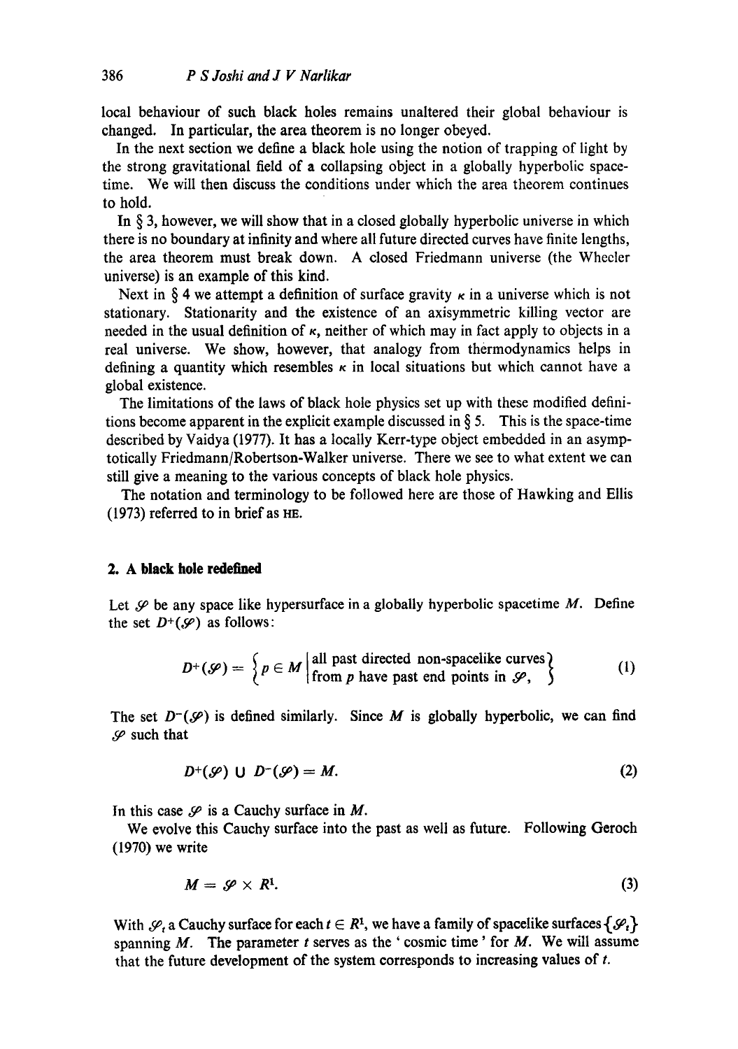local behaviour of such black holes remains unaltered their global behaviour is changed. In particular, the area theorem is no longer obeyed.

In the next section we define a black hole using the notion of trapping of light by the strong gravitational field of a collapsing object in a globally hyperbolic space-time. We will then discuss the conditions under which the area theorem continues to hold.

In § 3, however, we will show that in a closed globally hyperbolic universe in which there is no boundary at infinity and where all future directed curves have finite lengths, the area theorem must break down. A closed Friedmann universe (the Wheeler universe) is an example of this kind.

Next in § 4 we attempt a definition of surface gravity $\kappa$ in a universe which is not stationary. Stationarity and the existence of an axisymmetric killing vector are needed in the usual definition of $\kappa$, neither of which may in fact apply to objects in a real universe. We show, however, that analogy from thermodynamics helps in defining a quantity which resembles $\kappa$ in local situations but which cannot have a global existence.

The limitations of the laws of black hole physics set up with these modified definitions become apparent in the explicit example discussed in § 5. This is the space-time described by Vaidya (1977). It has a locally Kerr-type object embedded in an asymptotically Friedmann/Robertson-Walker universe. There we see to what extent we can still give a meaning to the various concepts of black hole physics.

The notation and terminology to be followed here are those of Hawking and Ellis (1973) referred to in brief as HE.

## 2. A black hole redefined

Let $\mathscr{S}$ be any space like hypersurface in a globally hyperbolic spacetime $M$. Define the set $D^+(\mathscr{S})$ as follows:

$$D^+(\mathscr{S}) = \left\{ p \in M \,\middle|\, \begin{array}{l} \text{all past directed non-spacelike curves} \\ \text{from } p \text{ have past end points in } \mathscr{S}, \end{array} \right\} \tag{1}$$

The set $D^-(\mathscr{S})$ is defined similarly. Since $M$ is globally hyperbolic, we can find $\mathscr{S}$ such that

$$D^+(\mathscr{S}) \cup D^-(\mathscr{S}) = M. \tag{2}$$

In this case $\mathscr{S}$ is a Cauchy surface in $M$.

We evolve this Cauchy surface into the past as well as future. Following Geroch (1970) we write

$$M = \mathscr{S} \times R^1. \tag{3}$$

With $\mathscr{S}_t$ a Cauchy surface for each $t \in R^1$, we have a family of spacelike surfaces $\{\mathscr{S}_t\}$ spanning $M$. The parameter $t$ serves as the 'cosmic time' for $M$. We will assume that the future development of the system corresponds to increasing values of $t$.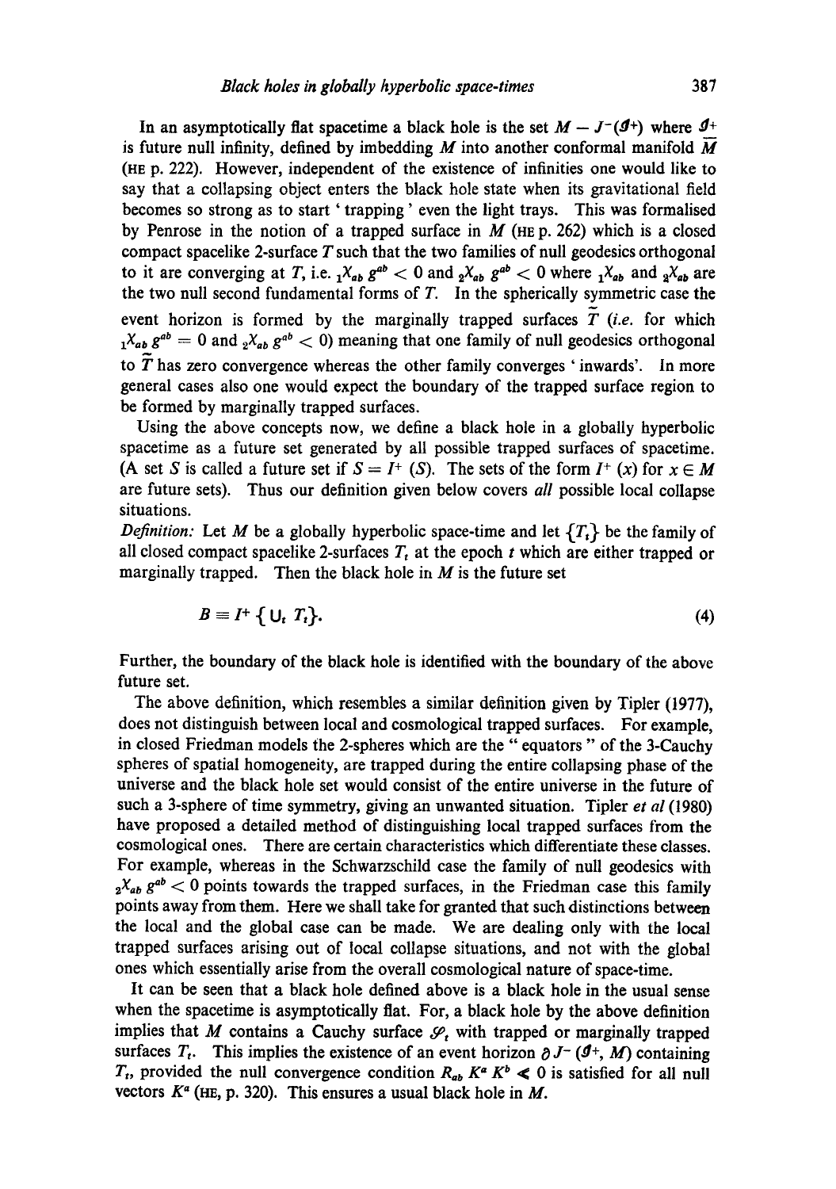In an asymptotically flat spacetime a black hole is the set $M - J^-(\mathscr{I}^+)$ where $\mathscr{I}^+$ is future null infinity, defined by imbedding $M$ into another conformal manifold $\tilde{M}$ (HE p. 222). However, independent of the existence of infinities one would like to say that a collapsing object enters the black hole state when its gravitational field becomes so strong as to start 'trapping' even the light trays. This was formalised by Penrose in the notion of a trapped surface in $M$ (HE p. 262) which is a closed compact spacelike 2-surface $T$ such that the two families of null geodesics orthogonal to it are converging at $T$, i.e. ${}_1\chi_{ab}\, g^{ab} < 0$ and ${}_2\chi_{ab}\, g^{ab} < 0$ where ${}_1\chi_{ab}$ and ${}_2\chi_{ab}$ are the two null second fundamental forms of $T$. In the spherically symmetric case the event horizon is formed by the marginally trapped surfaces $\tilde{T}$ (*i.e.* for which ${}_1\chi_{ab}\, g^{ab} = 0$ and ${}_2\chi_{ab}\, g^{ab} < 0$) meaning that one family of null geodesics orthogonal to $\tilde{T}$ has zero convergence whereas the other family converges 'inwards'. In more general cases also one would expect the boundary of the trapped surface region to be formed by marginally trapped surfaces.

Using the above concepts now, we define a black hole in a globally hyperbolic spacetime as a future set generated by all possible trapped surfaces of spacetime. (A set $S$ is called a future set if $S = I^+(S)$. The sets of the form $I^+(x)$ for $x \in M$ are future sets). Thus our definition given below covers *all* possible local collapse situations.

*Definition:* Let $M$ be a globally hyperbolic space-time and let $\{T_t\}$ be the family of all closed compact spacelike 2-surfaces $T_t$ at the epoch $t$ which are either trapped or marginally trapped. Then the black hole in $M$ is the future set

$$B \equiv I^+\{\cup_t T_t\}. \tag{4}$$

Further, the boundary of the black hole is identified with the boundary of the above future set.

The above definition, which resembles a similar definition given by Tipler (1977), does not distinguish between local and cosmological trapped surfaces. For example, in closed Friedman models the 2-spheres which are the "equators" of the 3-Cauchy spheres of spatial homogeneity, are trapped during the entire collapsing phase of the universe and the black hole set would consist of the entire universe in the future of such a 3-sphere of time symmetry, giving an unwanted situation. Tipler *et al* (1980) have proposed a detailed method of distinguishing local trapped surfaces from the cosmological ones. There are certain characteristics which differentiate these classes. For example, whereas in the Schwarzschild case the family of null geodesics with ${}_2\chi_{ab}\, g^{ab} < 0$ points towards the trapped surfaces, in the Friedman case this family points away from them. Here we shall take for granted that such distinctions between the local and the global case can be made. We are dealing only with the local trapped surfaces arising out of local collapse situations, and not with the global ones which essentially arise from the overall cosmological nature of space-time.

It can be seen that a black hole defined above is a black hole in the usual sense when the spacetime is asymptotically flat. For, a black hole by the above definition implies that $M$ contains a Cauchy surface $\mathscr{S}_t$ with trapped or marginally trapped surfaces $T_t$. This implies the existence of an event horizon $\partial J^-(\mathscr{I}^+, M)$ containing $T_t$, provided the null convergence condition $R_{ab} K^a K^b \nless 0$ is satisfied for all null vectors $K^a$ (HE, p. 320). This ensures a usual black hole in $M$.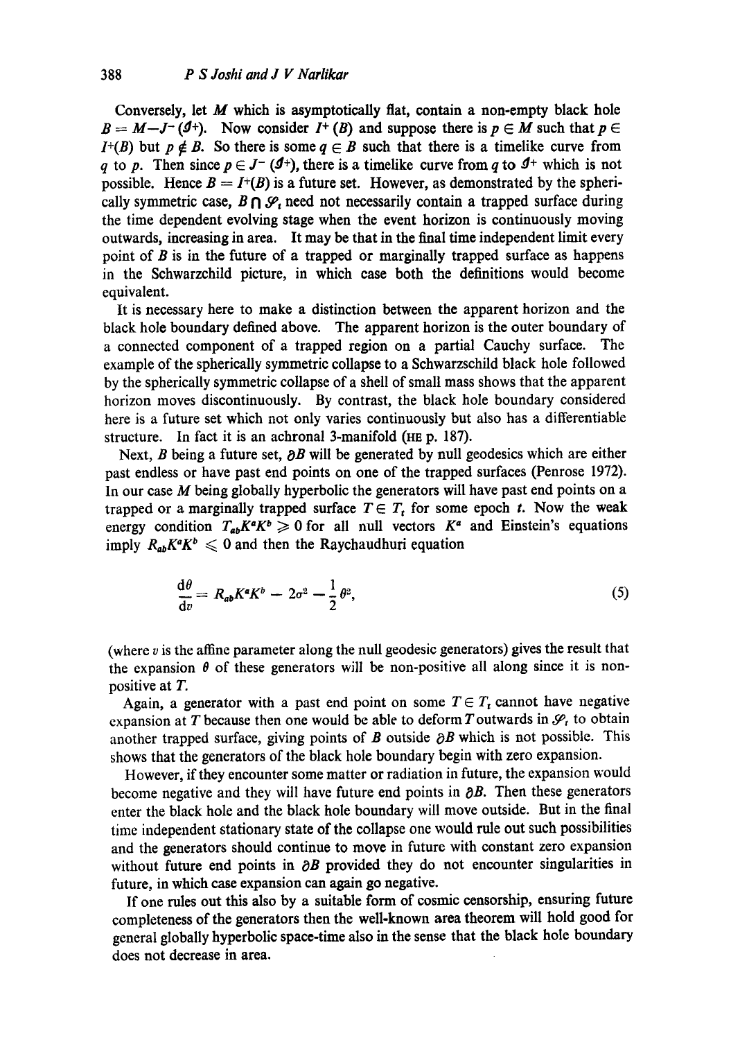Conversely, let $M$ which is asymptotically flat, contain a non-empty black hole $B = M - J^-(\mathscr{I}^+)$. Now consider $I^+(B)$ and suppose there is $p \in M$ such that $p \in I^+(B)$ but $p \notin B$. So there is some $q \in B$ such that there is a timelike curve from $q$ to $p$. Then since $p \in J^-(\mathscr{I}^+)$, there is a timelike curve from $q$ to $\mathscr{I}^+$ which is not possible. Hence $B = I^+(B)$ is a future set. However, as demonstrated by the spherically symmetric case, $B \cap \mathscr{S}_t$ need not necessarily contain a trapped surface during the time dependent evolving stage when the event horizon is continuously moving outwards, increasing in area. It may be that in the final time independent limit every point of $B$ is in the future of a trapped or marginally trapped surface as happens in the Schwarzchild picture, in which case both the definitions would become equivalent.

It is necessary here to make a distinction between the apparent horizon and the black hole boundary defined above. The apparent horizon is the outer boundary of a connected component of a trapped region on a partial Cauchy surface. The example of the spherically symmetric collapse to a Schwarzschild black hole followed by the spherically symmetric collapse of a shell of small mass shows that the apparent horizon moves discontinuously. By contrast, the black hole boundary considered here is a future set which not only varies continuously but also has a differentiable structure. In fact it is an achronal 3-manifold (HE p. 187).

Next, $B$ being a future set, $\partial B$ will be generated by null geodesics which are either past endless or have past end points on one of the trapped surfaces (Penrose 1972). In our case $M$ being globally hyperbolic the generators will have past end points on a trapped or a marginally trapped surface $T \in T_t$ for some epoch $t$. Now the weak energy condition $T_{ab}K^aK^b \geqslant 0$ for all null vectors $K^a$ and Einstein's equations imply $R_{ab}K^aK^b \leqslant 0$ and then the Raychaudhuri equation

$$\frac{\mathrm{d}\theta}{\mathrm{d}v} = R_{ab}K^aK^b - 2\sigma^2 - \frac{1}{2}\theta^2, \tag{5}$$

(where $v$ is the affine parameter along the null geodesic generators) gives the result that the expansion $\theta$ of these generators will be non-positive all along since it is non-positive at $T$.

Again, a generator with a past end point on some $T \in T_t$ cannot have negative expansion at $T$ because then one would be able to deform $T$ outwards in $\mathscr{S}_t$ to obtain another trapped surface, giving points of $B$ outside $\partial B$ which is not possible. This shows that the generators of the black hole boundary begin with zero expansion.

However, if they encounter some matter or radiation in future, the expansion would become negative and they will have future end points in $\partial B$. Then these generators enter the black hole and the black hole boundary will move outside. But in the final time independent stationary state of the collapse one would rule out such possibilities and the generators should continue to move in future with constant zero expansion without future end points in $\partial B$ provided they do not encounter singularities in future, in which case expansion can again go negative.

If one rules out this also by a suitable form of cosmic censorship, ensuring future completeness of the generators then the well-known area theorem will hold good for general globally hyperbolic space-time also in the sense that the black hole boundary does not decrease in area.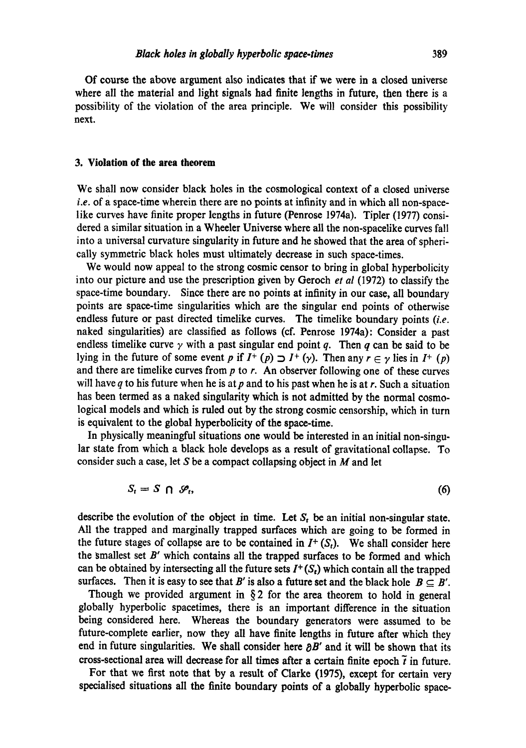Of course the above argument also indicates that if we were in a closed universe where all the material and light signals had finite lengths in future, then there is a possibility of the violation of the area principle. We will consider this possibility next.

## 3. Violation of the area theorem

We shall now consider black holes in the cosmological context of a closed universe *i.e.* of a space-time wherein there are no points at infinity and in which all non-spacelike curves have finite proper lengths in future (Penrose 1974a). Tipler (1977) considered a similar situation in a Wheeler Universe where all the non-spacelike curves fall into a universal curvature singularity in future and he showed that the area of spherically symmetric black holes must ultimately decrease in such space-times.

We would now appeal to the strong cosmic censor to bring in global hyperbolicity into our picture and use the prescription given by Geroch *et al* (1972) to classify the space-time boundary. Since there are no points at infinity in our case, all boundary points are space-time singularities which are the singular end points of otherwise endless future or past directed timelike curves. The timelike boundary points (*i.e.* naked singularities) are classified as follows (cf. Penrose 1974a): Consider a past endless timelike curve $\gamma$ with a past singular end point $q$. Then $q$ can be said to be lying in the future of some event $p$ if $I^+(p) \supset I^+(\gamma)$. Then any $r \in \gamma$ lies in $I^+(p)$ and there are timelike curves from $p$ to $r$. An observer following one of these curves will have $q$ to his future when he is at $p$ and to his past when he is at $r$. Such a situation has been termed as a naked singularity which is not admitted by the normal cosmological models and which is ruled out by the strong cosmic censorship, which in turn is equivalent to the global hyperbolicity of the space-time.

In physically meaningful situations one would be interested in an initial non-singular state from which a black hole develops as a result of gravitational collapse. To consider such a case, let $S$ be a compact collapsing object in $M$ and let

$$S_t = S \cap \mathscr{S}_t, \tag{6}$$

describe the evolution of the object in time. Let $S_t$ be an initial non-singular state. All the trapped and marginally trapped surfaces which are going to be formed in the future stages of collapse are to be contained in $I^+(S_t)$. We shall consider here the smallest set $B'$ which contains all the trapped surfaces to be formed and which can be obtained by intersecting all the future sets $I^+(S_t)$ which contain all the trapped surfaces. Then it is easy to see that $B'$ is also a future set and the black hole $B \subseteq B'$.

Though we provided argument in § 2 for the area theorem to hold in general globally hyperbolic spacetimes, there is an important difference in the situation being considered here. Whereas the boundary generators were assumed to be future-complete earlier, now they all have finite lengths in future after which they end in future singularities. We shall consider here $\partial B'$ and it will be shown that its cross-sectional area will decrease for all times after a certain finite epoch $\tilde{t}$ in future.

For that we first note that by a result of Clarke (1975), except for certain very specialised situations all the finite boundary points of a globally hyperbolic space-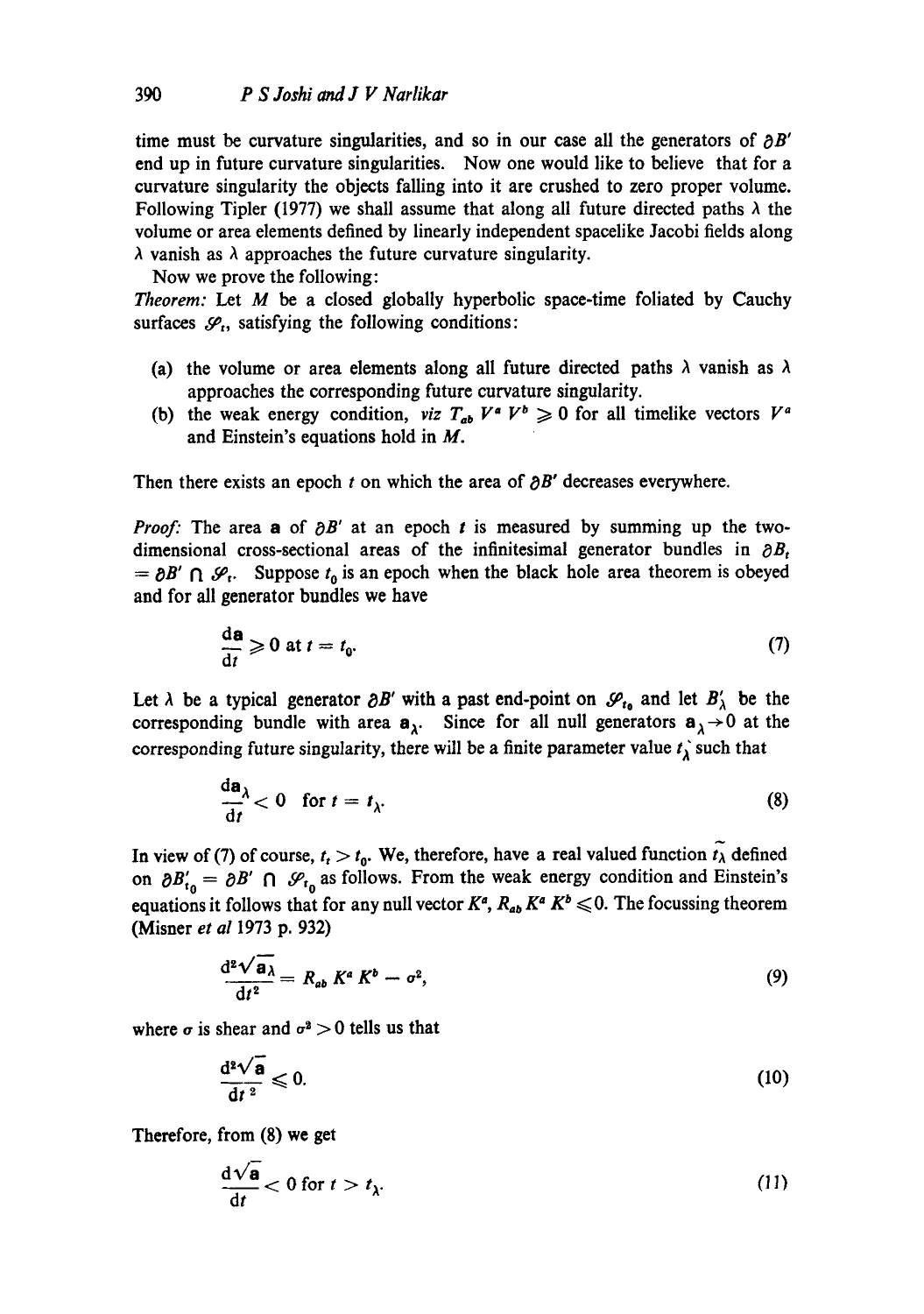time must be curvature singularities, and so in our case all the generators of $\partial B'$ end up in future curvature singularities. Now one would like to believe that for a curvature singularity the objects falling into it are crushed to zero proper volume. Following Tipler (1977) we shall assume that along all future directed paths $\lambda$ the volume or area elements defined by linearly independent spacelike Jacobi fields along $\lambda$ vanish as $\lambda$ approaches the future curvature singularity.

Now we prove the following:

*Theorem:* Let $M$ be a closed globally hyperbolic space-time foliated by Cauchy surfaces $\mathscr{S}_t$, satisfying the following conditions:

(a) the volume or area elements along all future directed paths $\lambda$ vanish as $\lambda$ approaches the corresponding future curvature singularity.

(b) the weak energy condition, *viz* $T_{ab} V^a V^b \geqslant 0$ for all timelike vectors $V^a$ and Einstein's equations hold in $M$.

Then there exists an epoch $t$ on which the area of $\partial B'$ decreases everywhere.

*Proof:* The area $\mathbf{a}$ of $\partial B'$ at an epoch $t$ is measured by summing up the two-dimensional cross-sectional areas of the infinitesimal generator bundles in $\partial B_t = \partial B' \cap \mathscr{S}_t$. Suppose $t_0$ is an epoch when the black hole area theorem is obeyed and for all generator bundles we have

$$\frac{\mathrm{d}\mathbf{a}}{\mathrm{d}t} \geqslant 0 \text{ at } t = t_0. \tag{7}$$

Let $\lambda$ be a typical generator $\partial B'$ with a past end-point on $\mathscr{S}_{t_0}$ and let $B'_\lambda$ be the corresponding bundle with area $\mathbf{a}_\lambda$. Since for all null generators $\mathbf{a}_\lambda \to 0$ at the corresponding future singularity, there will be a finite parameter value $t_\lambda$ such that

$$\frac{\mathrm{d}\mathbf{a}_\lambda}{\mathrm{d}t} < 0 \quad \text{for } t = t_\lambda. \tag{8}$$

In view of (7) of course, $t_t > t_0$. We, therefore, have a real valued function $\tilde{t}_\lambda$ defined on $\partial B'_{t_0} = \partial B' \cap \mathscr{S}_{t_0}$ as follows. From the weak energy condition and Einstein's equations it follows that for any null vector $K^a$, $R_{ab} K^a K^b \leqslant 0$. The focussing theorem (Misner *et al* 1973 p. 932)

$$\frac{\mathrm{d}^2\sqrt{\mathbf{a}_\lambda}}{\mathrm{d}t^2} = R_{ab} K^a K^b - \sigma^2, \tag{9}$$

where $\sigma$ is shear and $\sigma^2 > 0$ tells us that

$$\frac{\mathrm{d}^2\sqrt{\mathbf{a}}}{\mathrm{d}t^2} \leqslant 0. \tag{10}$$

Therefore, from (8) we get

$$\frac{\mathrm{d}\sqrt{\mathbf{a}}}{\mathrm{d}t} < 0 \text{ for } t > t_\lambda. \tag{11}$$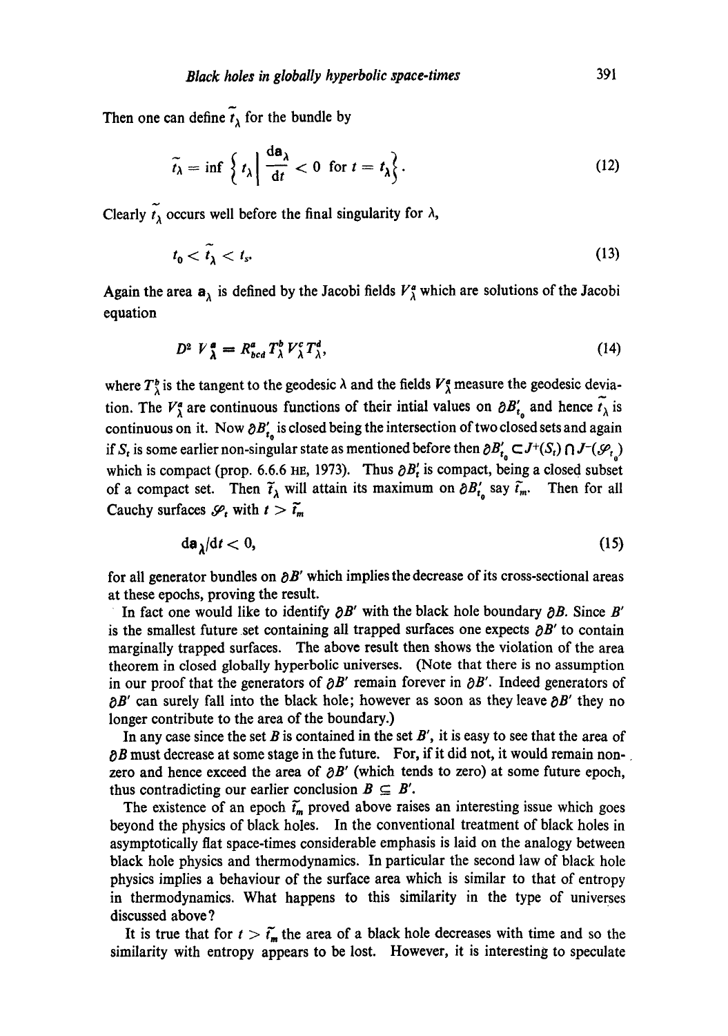Then one can define $\tilde{t}_\lambda$ for the bundle by

$$\tilde{t}_\lambda = \inf \left\{ t_\lambda \middle| \frac{d\mathbf{a}_\lambda}{dt} < 0 \text{ for } t = t_\lambda \right\}. \tag{12}$$

Clearly $\tilde{t}_\lambda$ occurs well before the final singularity for $\lambda$,

$$t_0 < \tilde{t}_\lambda < t_s. \tag{13}$$

Again the area $\mathbf{a}_\lambda$ is defined by the Jacobi fields $V^a_\lambda$ which are solutions of the Jacobi equation

$$D^2 V^a_\lambda = R^a_{bcd} T^b_\lambda V^c_\lambda T^d_\lambda, \tag{14}$$

where $T^b_\lambda$ is the tangent to the geodesic $\lambda$ and the fields $V^a_\lambda$ measure the geodesic deviation. The $V^a_\lambda$ are continuous functions of their intial values on $\partial B'_{t_0}$ and hence $\tilde{t}_\lambda$ is continuous on it. Now $\partial B'_{t_0}$ is closed being the intersection of two closed sets and again if $S_t$ is some earlier non-singular state as mentioned before then $\partial B'_{t_0} \subset J^+(S_t) \cap J^-(\mathscr{S}_{t_0})$ which is compact (prop. 6.6.6 HE, 1973). Thus $\partial B'_t$ is compact, being a closed subset of a compact set. Then $\tilde{t}_\lambda$ will attain its maximum on $\partial B'_{t_0}$ say $\tilde{t}_m$. Then for all Cauchy surfaces $\mathscr{S}_t$ with $t > \tilde{t}_m$

$$d\mathbf{a}_\lambda/dt < 0, \tag{15}$$

for all generator bundles on $\partial B'$ which implies the decrease of its cross-sectional areas at these epochs, proving the result.

In fact one would like to identify $\partial B'$ with the black hole boundary $\partial B$. Since $B'$ is the smallest future set containing all trapped surfaces one expects $\partial B'$ to contain marginally trapped surfaces. The above result then shows the violation of the area theorem in closed globally hyperbolic universes. (Note that there is no assumption in our proof that the generators of $\partial B'$ remain forever in $\partial B'$. Indeed generators of $\partial B'$ can surely fall into the black hole; however as soon as they leave $\partial B'$ they no longer contribute to the area of the boundary.)

In any case since the set $B$ is contained in the set $B'$, it is easy to see that the area of $\partial B$ must decrease at some stage in the future. For, if it did not, it would remain non-zero and hence exceed the area of $\partial B'$ (which tends to zero) at some future epoch, thus contradicting our earlier conclusion $B \subseteq B'$.

The existence of an epoch $\tilde{t}_m$ proved above raises an interesting issue which goes beyond the physics of black holes. In the conventional treatment of black holes in asymptotically flat space-times considerable emphasis is laid on the analogy between black hole physics and thermodynamics. In particular the second law of black hole physics implies a behaviour of the surface area which is similar to that of entropy in thermodynamics. What happens to this similarity in the type of universes discussed above?

It is true that for $t > \tilde{t}_m$ the area of a black hole decreases with time and so the similarity with entropy appears to be lost. However, it is interesting to speculate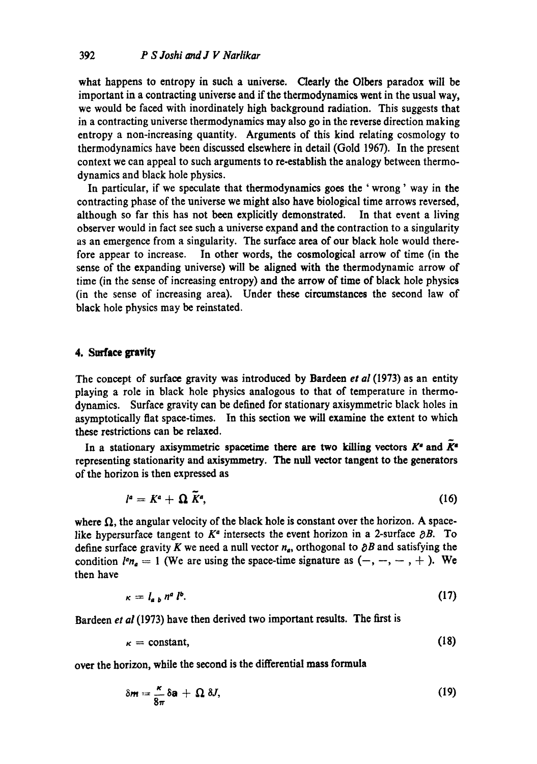what happens to entropy in such a universe. Clearly the Olbers paradox will be important in a contracting universe and if the thermodynamics went in the usual way, we would be faced with inordinately high background radiation. This suggests that in a contracting universe thermodynamics may also go in the reverse direction making entropy a non-increasing quantity. Arguments of this kind relating cosmology to thermodynamics have been discussed elsewhere in detail (Gold 1967). In the present context we can appeal to such arguments to re-establish the analogy between thermodynamics and black hole physics.

In particular, if we speculate that thermodynamics goes the 'wrong' way in the contracting phase of the universe we might also have biological time arrows reversed, although so far this has not been explicitly demonstrated. In that event a living observer would in fact see such a universe expand and the contraction to a singularity as an emergence from a singularity. The surface area of our black hole would therefore appear to increase. In other words, the cosmological arrow of time (in the sense of the expanding universe) will be aligned with the thermodynamic arrow of time (in the sense of increasing entropy) and the arrow of time of black hole physics (in the sense of increasing area). Under these circumstances the second law of black hole physics may be reinstated.

## 4. Surface gravity

The concept of surface gravity was introduced by Bardeen *et al* (1973) as an entity playing a role in black hole physics analogous to that of temperature in thermodynamics. Surface gravity can be defined for stationary axisymmetric black holes in asymptotically flat space-times. In this section we will examine the extent to which these restrictions can be relaxed.

In a stationary axisymmetric spacetime there are two killing vectors $K^a$ and $\tilde{K}^a$ representing stationarity and axisymmetry. The null vector tangent to the generators of the horizon is then expressed as

$$l^a = K^a + \Omega \tilde{K}^a, \tag{16}$$

where $\Omega$, the angular velocity of the black hole is constant over the horizon. A spacelike hypersurface tangent to $K^a$ intersects the event horizon in a 2-surface $\partial B$. To define surface gravity $K$ we need a null vector $n_a$, orthogonal to $\partial B$ and satisfying the condition $l^a n_a = 1$ (We are using the space-time signature as $(-, -, -, +)$. We then have

$$\kappa = l_{a\,b}\, n^a\, l^b. \tag{17}$$

Bardeen *et al* (1973) have then derived two important results. The first is

$$\kappa = \text{constant}, \tag{18}$$

over the horizon, while the second is the differential mass formula

$$\delta m = \frac{\kappa}{8\pi}\,\delta a + \Omega\, \delta J, \tag{19}$$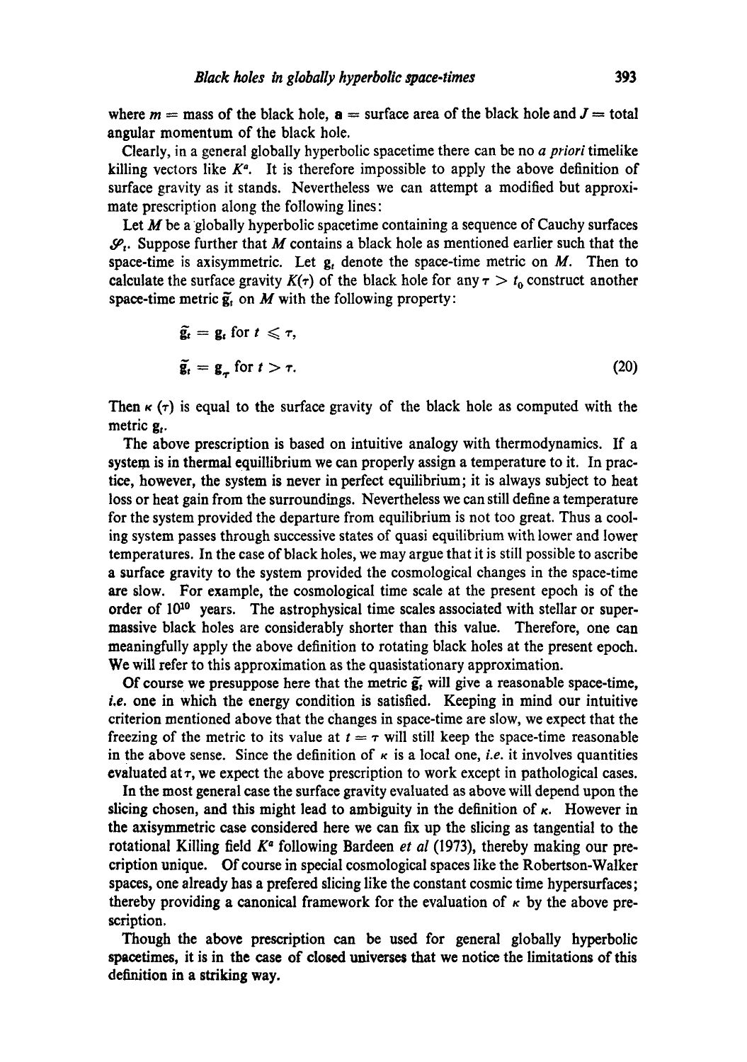where $m$ = mass of the black hole, $\mathbf{a}$ = surface area of the black hole and $J$ = total angular momentum of the black hole.

Clearly, in a general globally hyperbolic spacetime there can be no *a priori* timelike killing vectors like $K^a$. It is therefore impossible to apply the above definition of surface gravity as it stands. Nevertheless we can attempt a modified but approximate prescription along the following lines:

Let $M$ be a globally hyperbolic spacetime containing a sequence of Cauchy surfaces $\mathscr{S}_t$. Suppose further that $M$ contains a black hole as mentioned earlier such that the space-time is axisymmetric. Let $\mathbf{g}_t$ denote the space-time metric on $M$. Then to calculate the surface gravity $K(\tau)$ of the black hole for any $\tau > t_0$ construct another space-time metric $\tilde{\mathbf{g}}_t$ on $M$ with the following property:

$$\tilde{\mathbf{g}}_t = \mathbf{g}_t \text{ for } t \leqslant \tau,$$

$$\tilde{\mathbf{g}}_t = \mathbf{g}_\tau \text{ for } t > \tau. \tag{20}$$

Then $\kappa(\tau)$ is equal to the surface gravity of the black hole as computed with the metric $\mathbf{g}_t$.

The above prescription is based on intuitive analogy with thermodynamics. If a system is in thermal equillibrium we can properly assign a temperature to it. In practice, however, the system is never in perfect equilibrium; it is always subject to heat loss or heat gain from the surroundings. Nevertheless we can still define a temperature for the system provided the departure from equilibrium is not too great. Thus a cooling system passes through successive states of quasi equilibrium with lower and lower temperatures. In the case of black holes, we may argue that it is still possible to ascribe a surface gravity to the system provided the cosmological changes in the space-time are slow. For example, the cosmological time scale at the present epoch is of the order of $10^{10}$ years. The astrophysical time scales associated with stellar or supermassive black holes are considerably shorter than this value. Therefore, one can meaningfully apply the above definition to rotating black holes at the present epoch. We will refer to this approximation as the quasistationary approximation.

Of course we presuppose here that the metric $\tilde{\mathbf{g}}_t$ will give a reasonable space-time, *i.e.* one in which the energy condition is satisfied. Keeping in mind our intuitive criterion mentioned above that the changes in space-time are slow, we expect that the freezing of the metric to its value at $t = \tau$ will still keep the space-time reasonable in the above sense. Since the definition of $\kappa$ is a local one, *i.e.* it involves quantities evaluated at $\tau$, we expect the above prescription to work except in pathological cases.

In the most general case the surface gravity evaluated as above will depend upon the slicing chosen, and this might lead to ambiguity in the definition of $\kappa$. However in the axisymmetric case considered here we can fix up the slicing as tangential to the rotational Killing field $K^a$ following Bardeen *et al* (1973), thereby making our precription unique. Of course in special cosmological spaces like the Robertson-Walker spaces, one already has a prefered slicing like the constant cosmic time hypersurfaces; thereby providing a canonical framework for the evaluation of $\kappa$ by the above prescription.

Though the above prescription can be used for general globally hyperbolic spacetimes, it is in the case of closed universes that we notice the limitations of this definition in a striking way.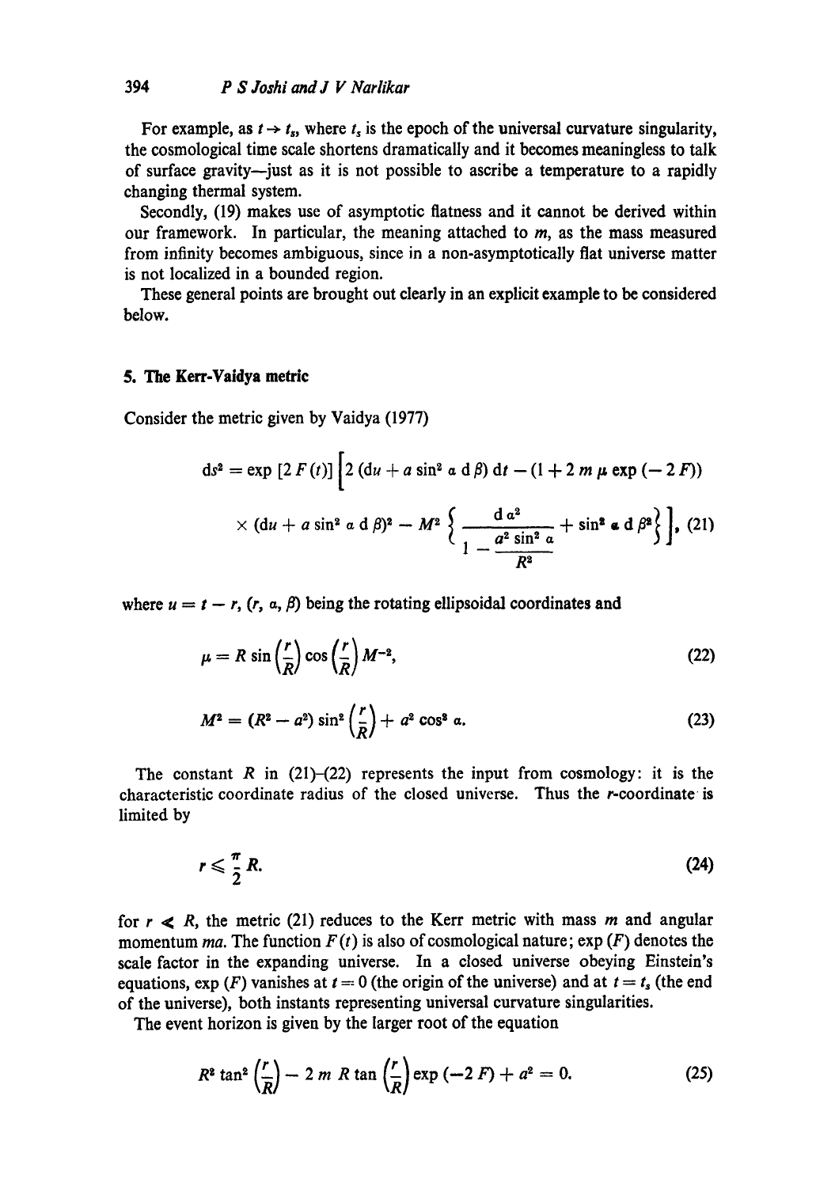For example, as $t \to t_s$, where $t_s$ is the epoch of the universal curvature singularity, the cosmological time scale shortens dramatically and it becomes meaningless to talk of surface gravity—just as it is not possible to ascribe a temperature to a rapidly changing thermal system.

Secondly, (19) makes use of asymptotic flatness and it cannot be derived within our framework. In particular, the meaning attached to $m$, as the mass measured from infinity becomes ambiguous, since in a non-asymptotically flat universe matter is not localized in a bounded region.

These general points are brought out clearly in an explicit example to be considered below.

## 5. The Kerr-Vaidya metric

Consider the metric given by Vaidya (1977)

$$ds^2 = \exp\,[2\,F(t)]\left[2\,(du + a\sin^2\alpha\,d\beta)\,dt - (1 + 2\,m\,\mu\,\exp\,(-2\,F))\right.$$
$$\left.\times\,(du + a\sin^2\alpha\,d\beta)^2 - M^2\left\{\frac{d\,\alpha^2}{1 - \dfrac{a^2\sin^2\alpha}{R^2}} + \sin^2\alpha\,d\,\beta^2\right\}\right], \quad (21)$$

where $u = t - r$, $(r, \alpha, \beta)$ being the rotating ellipsoidal coordinates and

$$\mu = R\sin\left(\frac{r}{R}\right)\cos\left(\frac{r}{R}\right)M^{-2}, \quad (22)$$

$$M^2 = (R^2 - a^2)\sin^2\left(\frac{r}{R}\right) + a^2\cos^2\alpha. \quad (23)$$

The constant $R$ in (21)–(22) represents the input from cosmology: it is the characteristic coordinate radius of the closed universe. Thus the $r$-coordinate is limited by

$$r \leqslant \frac{\pi}{2}R. \quad (24)$$

for $r \ll R$, the metric (21) reduces to the Kerr metric with mass $m$ and angular momentum $ma$. The function $F(t)$ is also of cosmological nature; $\exp\,(F)$ denotes the scale factor in the expanding universe. In a closed universe obeying Einstein's equations, $\exp\,(F)$ vanishes at $t = 0$ (the origin of the universe) and at $t = t_s$ (the end of the universe), both instants representing universal curvature singularities.

The event horizon is given by the larger root of the equation

$$R^2\tan^2\left(\frac{r}{R}\right) - 2\,m\,R\tan\left(\frac{r}{R}\right)\exp\,(-2\,F) + a^2 = 0. \quad (25)$$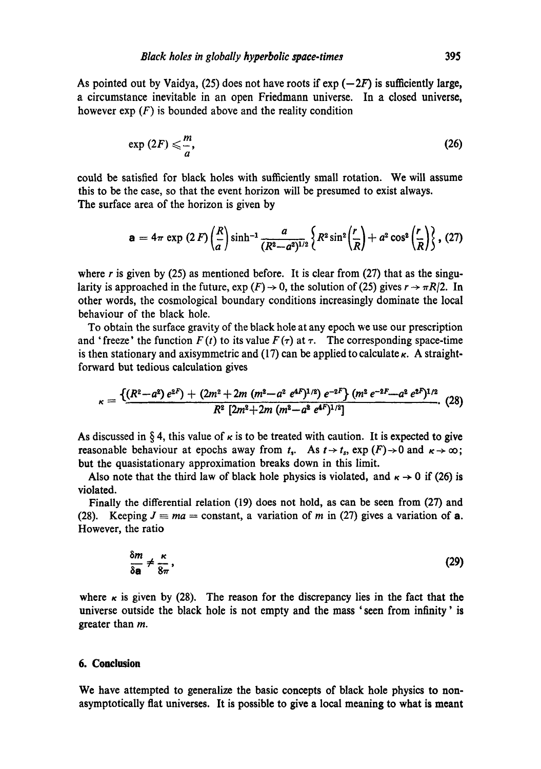As pointed out by Vaidya, (25) does not have roots if exp $(-2F)$ is sufficiently large, a circumstance inevitable in an open Friedmann universe. In a closed universe, however exp $(F)$ is bounded above and the reality condition

$$\exp(2F) \leqslant \frac{m}{a}, \tag{26}$$

could be satisfied for black holes with sufficiently small rotation. We will assume this to be the case, so that the event horizon will be presumed to exist always.

The surface area of the horizon is given by

$$\mathbf{a} = 4\pi \exp(2F)\left(\frac{R}{a}\right)\sinh^{-1}\frac{a}{(R^2-a^2)^{1/2}}\left\{R^2\sin^2\left(\frac{r}{R}\right)+a^2\cos^2\left(\frac{r}{R}\right)\right\}, \tag{27}$$

where $r$ is given by (25) as mentioned before. It is clear from (27) that as the singularity is approached in the future, $\exp(F) \to 0$, the solution of (25) gives $r \to \pi R/2$. In other words, the cosmological boundary conditions increasingly dominate the local behaviour of the black hole.

To obtain the surface gravity of the black hole at any epoch we use our prescription and 'freeze' the function $F(t)$ to its value $F(\tau)$ at $\tau$. The corresponding space-time is then stationary and axisymmetric and (17) can be applied to calculate $\kappa$. A straightforward but tedious calculation gives

$$\kappa = \frac{\{(R^2-a^2)\,e^{2F}) + (2m^2+2m\,(m^2-a^2\,e^{4F})^{1/2})\,e^{-2F}\}\,(m^2\,e^{-2F}-a^2\,e^{2F})^{1/2}}{R^2\,[2m^2+2m\,(m^2-a^2\,e^{4F})^{1/2}]}. \tag{28}$$

As discussed in § 4, this value of $\kappa$ is to be treated with caution. It is expected to give reasonable behaviour at epochs away from $t_s$. As $t \to t_s$, $\exp(F) \to 0$ and $\kappa \to \infty$; but the quasistationary approximation breaks down in this limit.

Also note that the third law of black hole physics is violated, and $\kappa \to 0$ if (26) is violated.

Finally the differential relation (19) does not hold, as can be seen from (27) and (28). Keeping $J \equiv ma =$ constant, a variation of $m$ in (27) gives a variation of $\mathbf{a}$. However, the ratio

$$\frac{\delta m}{\delta \mathbf{a}} \neq \frac{\kappa}{8\pi}, \tag{29}$$

where $\kappa$ is given by (28). The reason for the discrepancy lies in the fact that the universe outside the black hole is not empty and the mass 'seen from infinity' is greater than $m$.

## 6. Conclusion

We have attempted to generalize the basic concepts of black hole physics to non-asymptotically flat universes. It is possible to give a local meaning to what is meant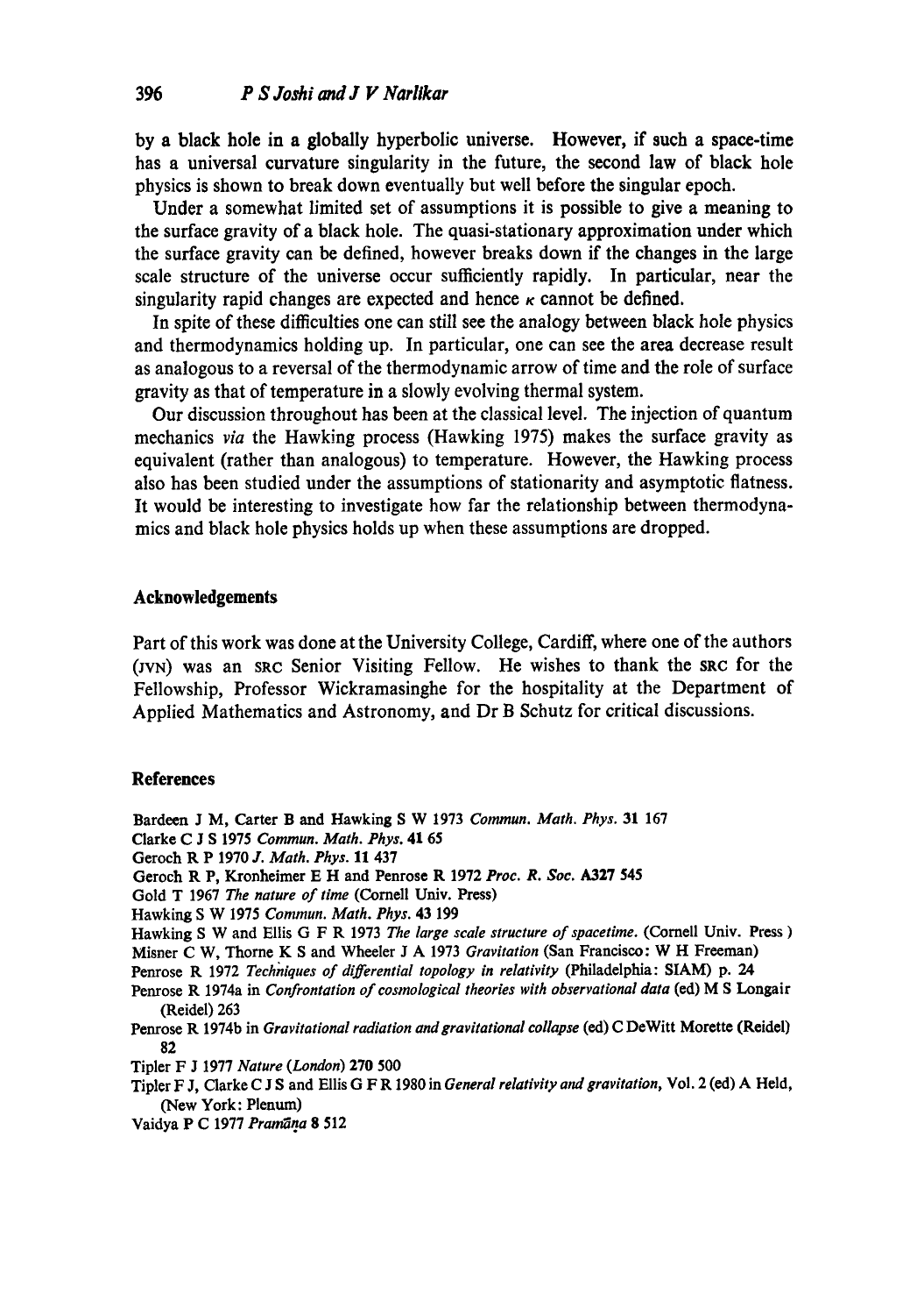by a black hole in a globally hyperbolic universe. However, if such a space-time has a universal curvature singularity in the future, the second law of black hole physics is shown to break down eventually but well before the singular epoch.

Under a somewhat limited set of assumptions it is possible to give a meaning to the surface gravity of a black hole. The quasi-stationary approximation under which the surface gravity can be defined, however breaks down if the changes in the large scale structure of the universe occur sufficiently rapidly. In particular, near the singularity rapid changes are expected and hence $\kappa$ cannot be defined.

In spite of these difficulties one can still see the analogy between black hole physics and thermodynamics holding up. In particular, one can see the area decrease result as analogous to a reversal of the thermodynamic arrow of time and the role of surface gravity as that of temperature in a slowly evolving thermal system.

Our discussion throughout has been at the classical level. The injection of quantum mechanics *via* the Hawking process (Hawking 1975) makes the surface gravity as equivalent (rather than analogous) to temperature. However, the Hawking process also has been studied under the assumptions of stationarity and asymptotic flatness. It would be interesting to investigate how far the relationship between thermodynamics and black hole physics holds up when these assumptions are dropped.

## Acknowledgements

Part of this work was done at the University College, Cardiff, where one of the authors (JVN) was an SRC Senior Visiting Fellow. He wishes to thank the SRC for the Fellowship, Professor Wickramasinghe for the hospitality at the Department of Applied Mathematics and Astronomy, and Dr B Schutz for critical discussions.

## References

Bardeen J M, Carter B and Hawking S W 1973 *Commun. Math. Phys.* **31** 167

Clarke C J S 1975 *Commun. Math. Phys.* **41** 65

Geroch R P 1970 *J. Math. Phys.* **11** 437

Geroch R P, Kronheimer E H and Penrose R 1972 *Proc. R. Soc.* **A327** 545

Gold T 1967 *The nature of time* (Cornell Univ. Press)

Hawking S W 1975 *Commun. Math. Phys.* **43** 199

Hawking S W and Ellis G F R 1973 *The large scale structure of spacetime.* (Cornell Univ. Press)

Misner C W, Thorne K S and Wheeler J A 1973 *Gravitation* (San Francisco: W H Freeman)

Penrose R 1972 *Techniques of differential topology in relativity* (Philadelphia: SIAM) p. 24

Penrose R 1974a in *Confrontation of cosmological theories with observational data* (ed) M S Longair (Reidel) 263

Penrose R 1974b in *Gravitational radiation and gravitational collapse* (ed) C DeWitt Morette (Reidel) 82

Tipler F J 1977 *Nature (London)* **270** 500

Tipler F J, Clarke C J S and Ellis G F R 1980 in *General relativity and gravitation*, Vol. 2 (ed) A Held, (New York: Plenum)

Vaidya P C 1977 *Pramāṇa* **8** 512